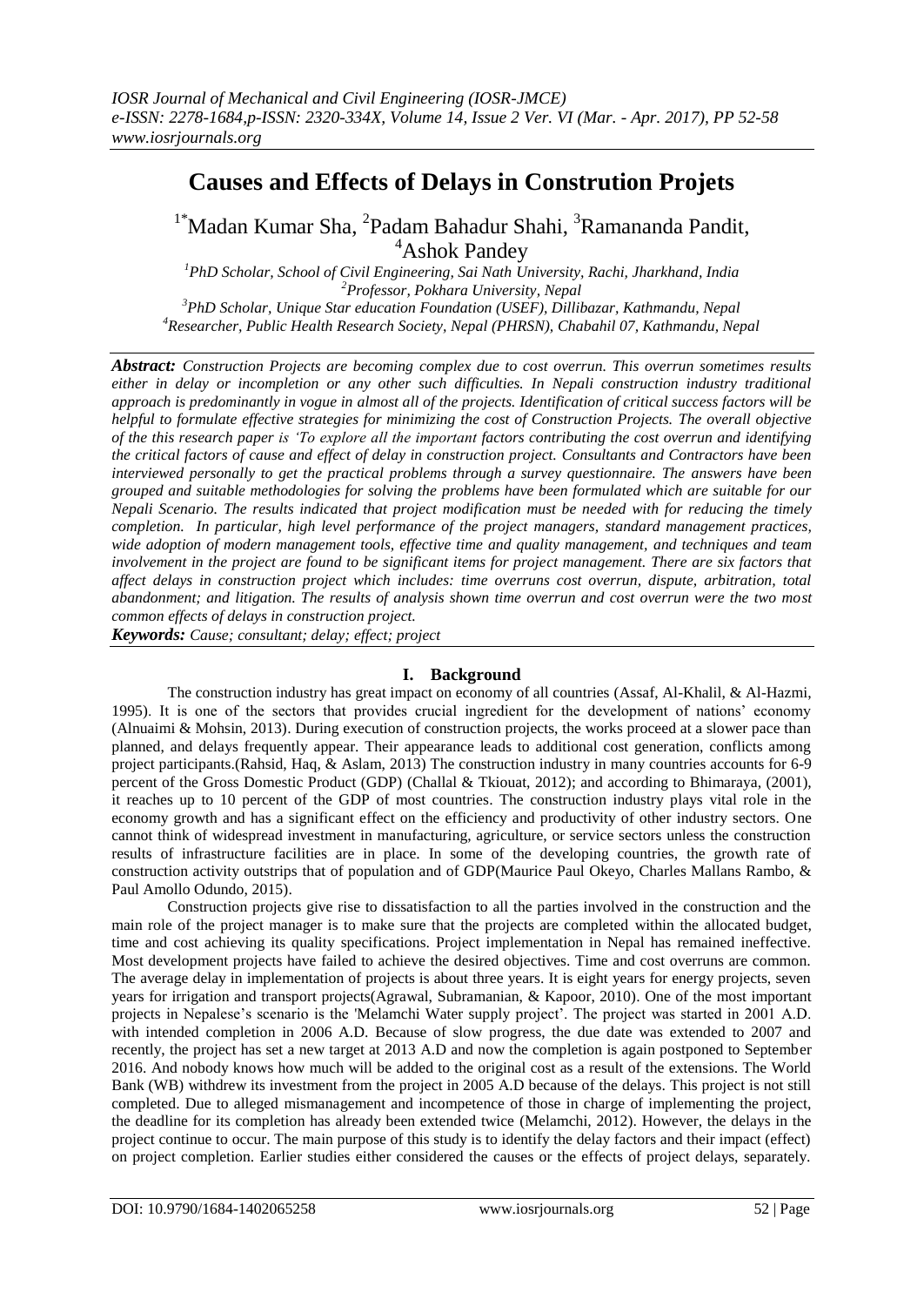# Causes and Effects of Delays in Constrution Projets

[1*]Madan Kumar Sha, [2]Padam Bahadur Shahi, [3]Ramananda Pandit, [4]Ashok Pandey

[1]*PhD Scholar, School of Civil Engineering, Sai Nath University, Rachi, Jharkhand, India*
[2]*Professor, Pokhara University, Nepal*
[3]*PhD Scholar, Unique Star education Foundation (USEF), Dillibazar, Kathmandu, Nepal*
[4]*Researcher, Public Health Research Society, Nepal (PHRSN), Chabahil 07, Kathmandu, Nepal*

***Abstract:*** *Construction Projects are becoming complex due to cost overrun. This overrun sometimes results either in delay or incompletion or any other such difficulties. In Nepali construction industry traditional approach is predominantly in vogue in almost all of the projects. Identification of critical success factors will be helpful to formulate effective strategies for minimizing the cost of Construction Projects. The overall objective of the this research paper is 'To explore all the important factors contributing the cost overrun and identifying the critical factors of cause and effect of delay in construction project. Consultants and Contractors have been interviewed personally to get the practical problems through a survey questionnaire. The answers have been grouped and suitable methodologies for solving the problems have been formulated which are suitable for our Nepali Scenario. The results indicated that project modification must be needed with for reducing the timely completion. In particular, high level performance of the project managers, standard management practices, wide adoption of modern management tools, effective time and quality management, and techniques and team involvement in the project are found to be significant items for project management. There are six factors that affect delays in construction project which includes: time overruns cost overrun, dispute, arbitration, total abandonment; and litigation. The results of analysis shown time overrun and cost overrun were the two most common effects of delays in construction project.*

***Keywords:*** *Cause; consultant; delay; effect; project*

## I. Background

The construction industry has great impact on economy of all countries (Assaf, Al-Khalil, & Al-Hazmi, 1995). It is one of the sectors that provides crucial ingredient for the development of nations' economy (Alnuaimi & Mohsin, 2013). During execution of construction projects, the works proceed at a slower pace than planned, and delays frequently appear. Their appearance leads to additional cost generation, conflicts among project participants.(Rahsid, Haq, & Aslam, 2013) The construction industry in many countries accounts for 6-9 percent of the Gross Domestic Product (GDP) (Challal & Tkiouat, 2012); and according to Bhimaraya, (2001), it reaches up to 10 percent of the GDP of most countries. The construction industry plays vital role in the economy growth and has a significant effect on the efficiency and productivity of other industry sectors. One cannot think of widespread investment in manufacturing, agriculture, or service sectors unless the construction results of infrastructure facilities are in place. In some of the developing countries, the growth rate of construction activity outstrips that of population and of GDP(Maurice Paul Okeyo, Charles Mallans Rambo, & Paul Amollo Odundo, 2015).

Construction projects give rise to dissatisfaction to all the parties involved in the construction and the main role of the project manager is to make sure that the projects are completed within the allocated budget, time and cost achieving its quality specifications. Project implementation in Nepal has remained ineffective. Most development projects have failed to achieve the desired objectives. Time and cost overruns are common. The average delay in implementation of projects is about three years. It is eight years for energy projects, seven years for irrigation and transport projects(Agrawal, Subramanian, & Kapoor, 2010). One of the most important projects in Nepalese's scenario is the 'Melamchi Water supply project'. The project was started in 2001 A.D. with intended completion in 2006 A.D. Because of slow progress, the due date was extended to 2007 and recently, the project has set a new target at 2013 A.D and now the completion is again postponed to September 2016. And nobody knows how much will be added to the original cost as a result of the extensions. The World Bank (WB) withdrew its investment from the project in 2005 A.D because of the delays. This project is not still completed. Due to alleged mismanagement and incompetence of those in charge of implementing the project, the deadline for its completion has already been extended twice (Melamchi, 2012). However, the delays in the project continue to occur. The main purpose of this study is to identify the delay factors and their impact (effect) on project completion. Earlier studies either considered the causes or the effects of project delays, separately.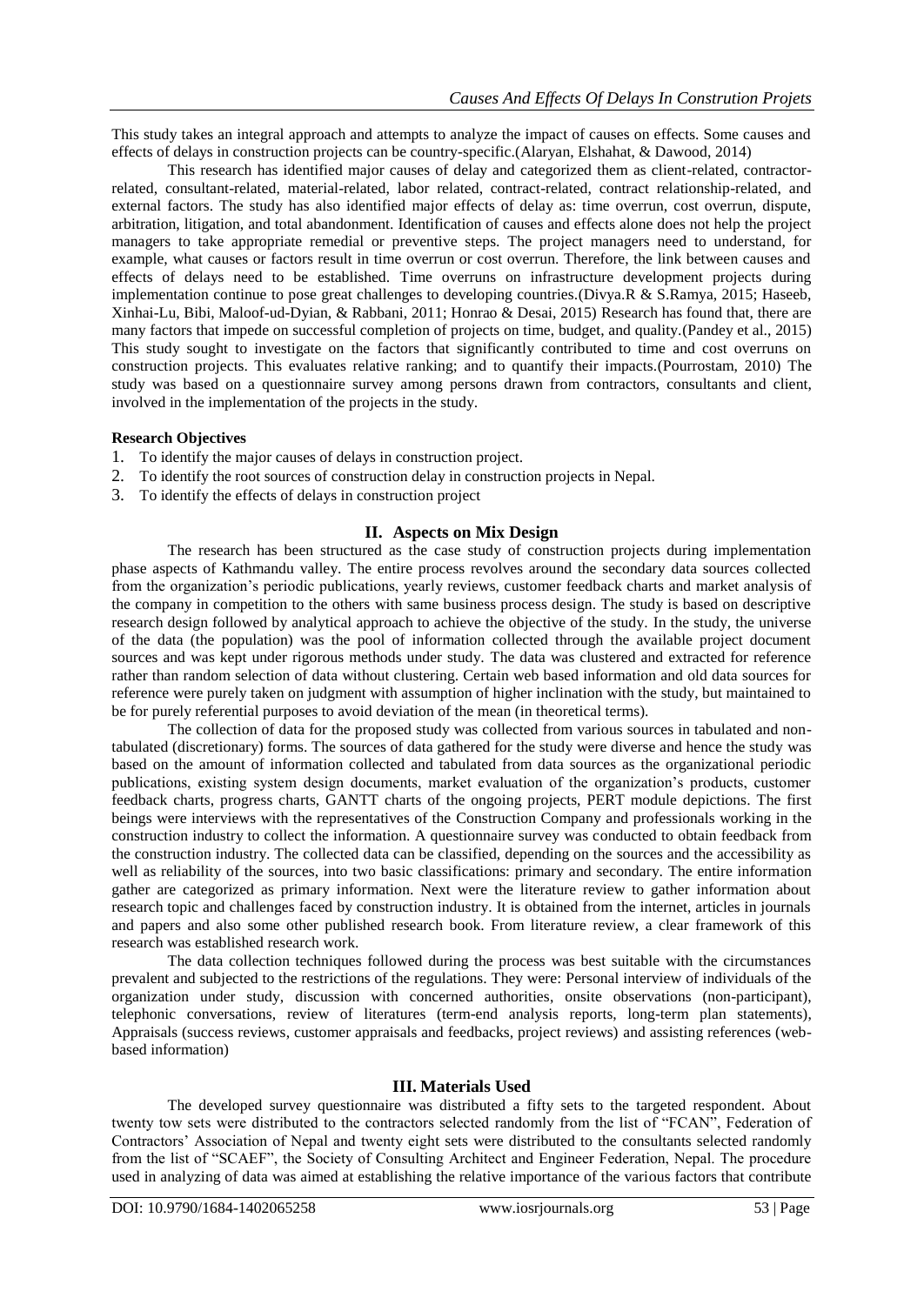This study takes an integral approach and attempts to analyze the impact of causes on effects. Some causes and effects of delays in construction projects can be country-specific.(Alaryan, Elshahat, & Dawood, 2014)

This research has identified major causes of delay and categorized them as client-related, contractor-related, consultant-related, material-related, labor related, contract-related, contract relationship-related, and external factors. The study has also identified major effects of delay as: time overrun, cost overrun, dispute, arbitration, litigation, and total abandonment. Identification of causes and effects alone does not help the project managers to take appropriate remedial or preventive steps. The project managers need to understand, for example, what causes or factors result in time overrun or cost overrun. Therefore, the link between causes and effects of delays need to be established. Time overruns on infrastructure development projects during implementation continue to pose great challenges to developing countries.(Divya.R & S.Ramya, 2015; Haseeb, Xinhai-Lu, Bibi, Maloof-ud-Dyian, & Rabbani, 2011; Honrao & Desai, 2015) Research has found that, there are many factors that impede on successful completion of projects on time, budget, and quality.(Pandey et al., 2015) This study sought to investigate on the factors that significantly contributed to time and cost overruns on construction projects. This evaluates relative ranking; and to quantify their impacts.(Pourrostam, 2010) The study was based on a questionnaire survey among persons drawn from contractors, consultants and client, involved in the implementation of the projects in the study.

**Research Objectives**

1. To identify the major causes of delays in construction project.
2. To identify the root sources of construction delay in construction projects in Nepal.
3. To identify the effects of delays in construction project

## II. Aspects on Mix Design

The research has been structured as the case study of construction projects during implementation phase aspects of Kathmandu valley. The entire process revolves around the secondary data sources collected from the organization's periodic publications, yearly reviews, customer feedback charts and market analysis of the company in competition to the others with same business process design. The study is based on descriptive research design followed by analytical approach to achieve the objective of the study. In the study, the universe of the data (the population) was the pool of information collected through the available project document sources and was kept under rigorous methods under study. The data was clustered and extracted for reference rather than random selection of data without clustering. Certain web based information and old data sources for reference were purely taken on judgment with assumption of higher inclination with the study, but maintained to be for purely referential purposes to avoid deviation of the mean (in theoretical terms).

The collection of data for the proposed study was collected from various sources in tabulated and non-tabulated (discretionary) forms. The sources of data gathered for the study were diverse and hence the study was based on the amount of information collected and tabulated from data sources as the organizational periodic publications, existing system design documents, market evaluation of the organization's products, customer feedback charts, progress charts, GANTT charts of the ongoing projects, PERT module depictions. The first beings were interviews with the representatives of the Construction Company and professionals working in the construction industry to collect the information. A questionnaire survey was conducted to obtain feedback from the construction industry. The collected data can be classified, depending on the sources and the accessibility as well as reliability of the sources, into two basic classifications: primary and secondary. The entire information gather are categorized as primary information. Next were the literature review to gather information about research topic and challenges faced by construction industry. It is obtained from the internet, articles in journals and papers and also some other published research book. From literature review, a clear framework of this research was established research work.

The data collection techniques followed during the process was best suitable with the circumstances prevalent and subjected to the restrictions of the regulations. They were: Personal interview of individuals of the organization under study, discussion with concerned authorities, onsite observations (non-participant), telephonic conversations, review of literatures (term-end analysis reports, long-term plan statements), Appraisals (success reviews, customer appraisals and feedbacks, project reviews) and assisting references (web-based information)

## III. Materials Used

The developed survey questionnaire was distributed a fifty sets to the targeted respondent. About twenty tow sets were distributed to the contractors selected randomly from the list of "FCAN", Federation of Contractors' Association of Nepal and twenty eight sets were distributed to the consultants selected randomly from the list of "SCAEF", the Society of Consulting Architect and Engineer Federation, Nepal. The procedure used in analyzing of data was aimed at establishing the relative importance of the various factors that contribute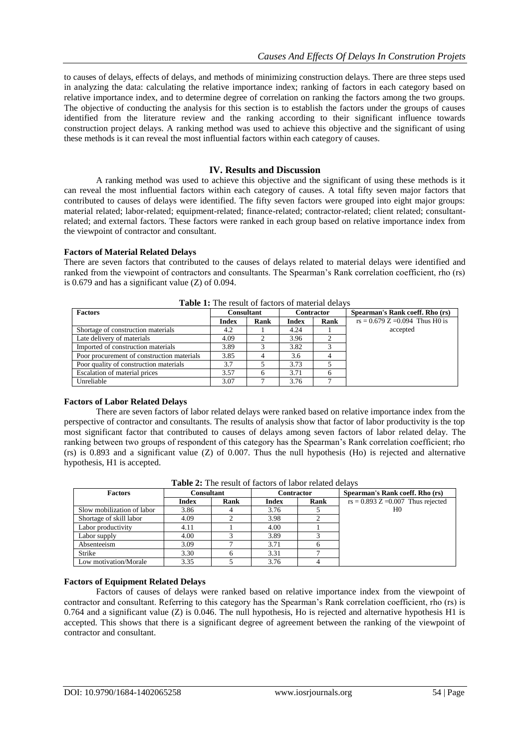to causes of delays, effects of delays, and methods of minimizing construction delays. There are three steps used in analyzing the data: calculating the relative importance index; ranking of factors in each category based on relative importance index, and to determine degree of correlation on ranking the factors among the two groups. The objective of conducting the analysis for this section is to establish the factors under the groups of causes identified from the literature review and the ranking according to their significant influence towards construction project delays. A ranking method was used to achieve this objective and the significant of using these methods is it can reveal the most influential factors within each category of causes.

## IV. Results and Discussion

A ranking method was used to achieve this objective and the significant of using these methods is it can reveal the most influential factors within each category of causes. A total fifty seven major factors that contributed to causes of delays were identified. The fifty seven factors were grouped into eight major groups: material related; labor-related; equipment-related; finance-related; contractor-related; client related; consultant-related; and external factors. These factors were ranked in each group based on relative importance index from the viewpoint of contractor and consultant.

### Factors of Material Related Delays

There are seven factors that contributed to the causes of delays related to material delays were identified and ranked from the viewpoint of contractors and consultants. The Spearman's Rank correlation coefficient, rho (rs) is 0.679 and has a significant value (Z) of 0.094.

**Table 1:** The result of factors of material delays

| Factors | Consultant | | Contractor | | Spearman's Rank coeff. Rho (rs) |
|---|---|---|---|---|---|
| | Index | Rank | Index | Rank | |
| Shortage of construction materials | 4.2 | 1 | 4.24 | 1 | rs = 0.679 Z =0.094 Thus H0 is accepted |
| Late delivery of materials | 4.09 | 2 | 3.96 | 2 | |
| Imported of construction materials | 3.89 | 3 | 3.82 | 3 | |
| Poor procurement of construction materials | 3.85 | 4 | 3.6 | 4 | |
| Poor quality of construction materials | 3.7 | 5 | 3.73 | 5 | |
| Escalation of material prices | 3.57 | 6 | 3.71 | 6 | |
| Unreliable | 3.07 | 7 | 3.76 | 7 | |

### Factors of Labor Related Delays

There are seven factors of labor related delays were ranked based on relative importance index from the perspective of contractor and consultants. The results of analysis show that factor of labor productivity is the top most significant factor that contributed to causes of delays among seven factors of labor related delay. The ranking between two groups of respondent of this category has the Spearman's Rank correlation coefficient; rho (rs) is 0.893 and a significant value (Z) of 0.007. Thus the null hypothesis (Ho) is rejected and alternative hypothesis, H1 is accepted.

**Table 2:** The result of factors of labor related delays

| Factors | Consultant | | Contractor | | Spearman's Rank coeff. Rho (rs) |
|---|---|---|---|---|---|
| | Index | Rank | Index | Rank | |
| Slow mobilization of labor | 3.86 | 4 | 3.76 | 5 | rs = 0.893 Z =0.007 Thus rejected H0 |
| Shortage of skill labor | 4.09 | 2 | 3.98 | 2 | |
| Labor productivity | 4.11 | 1 | 4.00 | 1 | |
| Labor supply | 4.00 | 3 | 3.89 | 3 | |
| Absenteeism | 3.09 | 7 | 3.71 | 6 | |
| Strike | 3.30 | 6 | 3.31 | 7 | |
| Low motivation/Morale | 3.35 | 5 | 3.76 | 4 | |

### Factors of Equipment Related Delays

Factors of causes of delays were ranked based on relative importance index from the viewpoint of contractor and consultant. Referring to this category has the Spearman's Rank correlation coefficient, rho (rs) is 0.764 and a significant value (Z) is 0.046. The null hypothesis, Ho is rejected and alternative hypothesis H1 is accepted. This shows that there is a significant degree of agreement between the ranking of the viewpoint of contractor and consultant.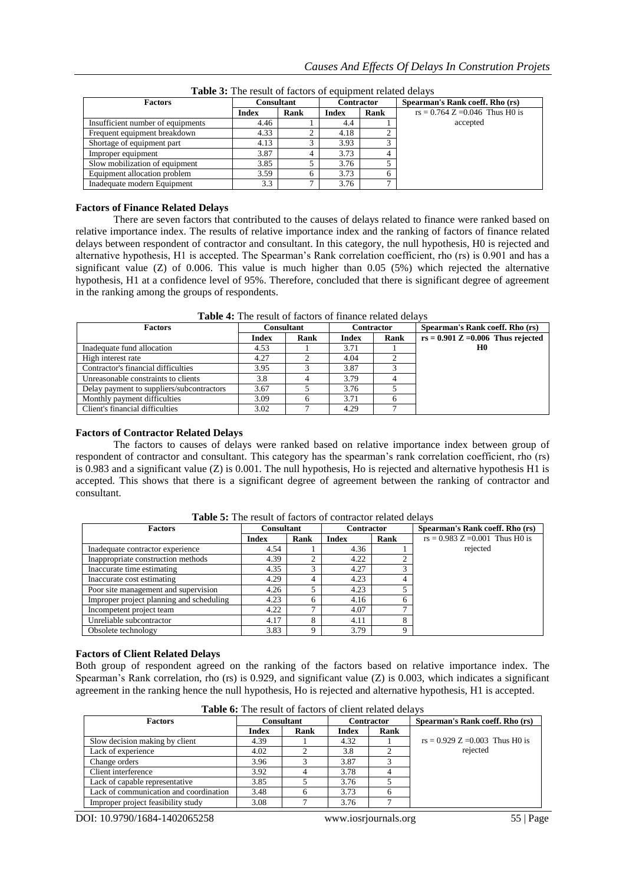**Table 3:** The result of factors of equipment related delays

| Factors | Consultant | | Contractor | | Spearman's Rank coeff. Rho (rs) |
|---|---|---|---|---|---|
| | Index | Rank | Index | Rank | rs = 0.764 Z =0.046 Thus H0 is accepted |
| Insufficient number of equipments | 4.46 | 1 | 4.4 | 1 | |
| Frequent equipment breakdown | 4.33 | 2 | 4.18 | 2 | |
| Shortage of equipment part | 4.13 | 3 | 3.93 | 3 | |
| Improper equipment | 3.87 | 4 | 3.73 | 4 | |
| Slow mobilization of equipment | 3.85 | 5 | 3.76 | 5 | |
| Equipment allocation problem | 3.59 | 6 | 3.73 | 6 | |
| Inadequate modern Equipment | 3.3 | 7 | 3.76 | 7 | |

**Factors of Finance Related Delays**

There are seven factors that contributed to the causes of delays related to finance were ranked based on relative importance index. The results of relative importance index and the ranking of factors of finance related delays between respondent of contractor and consultant. In this category, the null hypothesis, H0 is rejected and alternative hypothesis, H1 is accepted. The Spearman's Rank correlation coefficient, rho (rs) is 0.901 and has a significant value (Z) of 0.006. This value is much higher than 0.05 (5%) which rejected the alternative hypothesis, H1 at a confidence level of 95%. Therefore, concluded that there is significant degree of agreement in the ranking among the groups of respondents.

**Table 4:** The result of factors of finance related delays

| Factors | Consultant | | Contractor | | Spearman's Rank coeff. Rho (rs) |
|---|---|---|---|---|---|
| | Index | Rank | Index | Rank | **rs = 0.901 Z =0.006 Thus rejected H0** |
| Inadequate fund allocation | 4.53 | 1 | 3.71 | 1 | |
| High interest rate | 4.27 | 2 | 4.04 | 2 | |
| Contractor's financial difficulties | 3.95 | 3 | 3.87 | 3 | |
| Unreasonable constraints to clients | 3.8 | 4 | 3.79 | 4 | |
| Delay payment to suppliers/subcontractors | 3.67 | 5 | 3.76 | 5 | |
| Monthly payment difficulties | 3.09 | 6 | 3.71 | 6 | |
| Client's financial difficulties | 3.02 | 7 | 4.29 | 7 | |

**Factors of Contractor Related Delays**

The factors to causes of delays were ranked based on relative importance index between group of respondent of contractor and consultant. This category has the spearman's rank correlation coefficient, rho (rs) is 0.983 and a significant value (Z) is 0.001. The null hypothesis, Ho is rejected and alternative hypothesis H1 is accepted. This shows that there is a significant degree of agreement between the ranking of contractor and consultant.

**Table 5:** The result of factors of contractor related delays

| Factors | Consultant | | Contractor | | Spearman's Rank coeff. Rho (rs) |
|---|---|---|---|---|---|
| | Index | Rank | Index | Rank | rs = 0.983 Z =0.001 Thus H0 is rejected |
| Inadequate contractor experience | 4.54 | 1 | 4.36 | 1 | |
| Inappropriate construction methods | 4.39 | 2 | 4.22 | 2 | |
| Inaccurate time estimating | 4.35 | 3 | 4.27 | 3 | |
| Inaccurate cost estimating | 4.29 | 4 | 4.23 | 4 | |
| Poor site management and supervision | 4.26 | 5 | 4.23 | 5 | |
| Improper project planning and scheduling | 4.23 | 6 | 4.16 | 6 | |
| Incompetent project team | 4.22 | 7 | 4.07 | 7 | |
| Unreliable subcontractor | 4.17 | 8 | 4.11 | 8 | |
| Obsolete technology | 3.83 | 9 | 3.79 | 9 | |

**Factors of Client Related Delays**

Both group of respondent agreed on the ranking of the factors based on relative importance index. The Spearman's Rank correlation, rho (rs) is 0.929, and significant value (Z) is 0.003, which indicates a significant agreement in the ranking hence the null hypothesis, Ho is rejected and alternative hypothesis, H1 is accepted.

**Table 6:** The result of factors of client related delays

| Factors | Consultant | | Contractor | | Spearman's Rank coeff. Rho (rs) |
|---|---|---|---|---|---|
| | Index | Rank | Index | Rank | |
| Slow decision making by client | 4.39 | 1 | 4.32 | 1 | rs = 0.929 Z =0.003 Thus H0 is rejected |
| Lack of experience | 4.02 | 2 | 3.8 | 2 | |
| Change orders | 3.96 | 3 | 3.87 | 3 | |
| Client interference | 3.92 | 4 | 3.78 | 4 | |
| Lack of capable representative | 3.85 | 5 | 3.76 | 5 | |
| Lack of communication and coordination | 3.48 | 6 | 3.73 | 6 | |
| Improper project feasibility study | 3.08 | 7 | 3.76 | 7 | |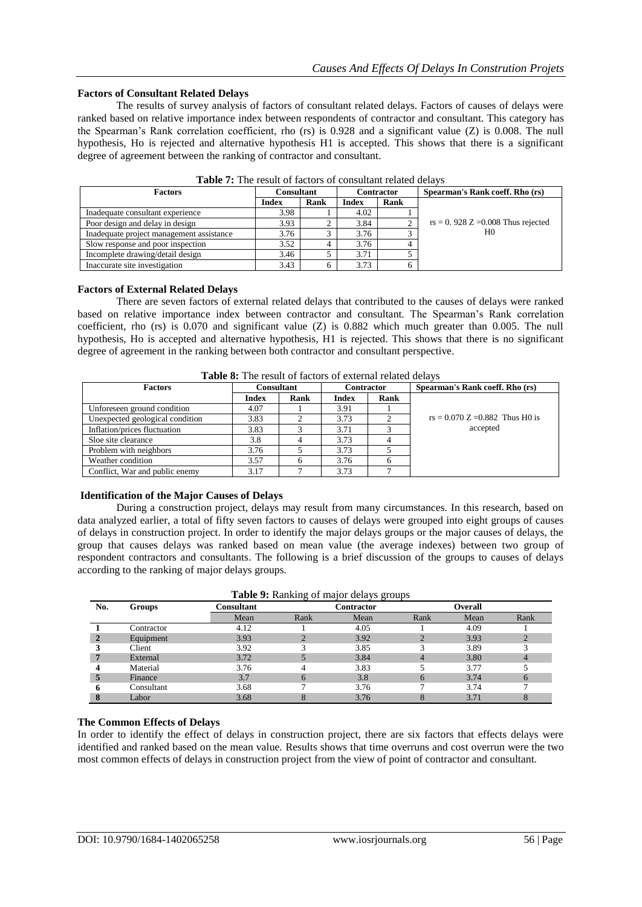### Factors of Consultant Related Delays

The results of survey analysis of factors of consultant related delays. Factors of causes of delays were ranked based on relative importance index between respondents of contractor and consultant. This category has the Spearman's Rank correlation coefficient, rho (rs) is 0.928 and a significant value (Z) is 0.008. The null hypothesis, Ho is rejected and alternative hypothesis H1 is accepted. This shows that there is a significant degree of agreement between the ranking of contractor and consultant.

**Table 7:** The result of factors of consultant related delays

| Factors | Consultant | | Contractor | | Spearman's Rank coeff. Rho (rs) |
|---|---|---|---|---|---|
| | Index | Rank | Index | Rank | |
| Inadequate consultant experience | 3.98 | 1 | 4.02 | 1 | rs = 0. 928 Z =0.008 Thus rejected H0 |
| Poor design and delay in design | 3.93 | 2 | 3.84 | 2 | |
| Inadequate project management assistance | 3.76 | 3 | 3.76 | 3 | |
| Slow response and poor inspection | 3.52 | 4 | 3.76 | 4 | |
| Incomplete drawing/detail design | 3.46 | 5 | 3.71 | 5 | |
| Inaccurate site investigation | 3.43 | 6 | 3.73 | 6 | |

### Factors of External Related Delays

There are seven factors of external related delays that contributed to the causes of delays were ranked based on relative importance index between contractor and consultant. The Spearman's Rank correlation coefficient, rho (rs) is 0.070 and significant value (Z) is 0.882 which much greater than 0.005. The null hypothesis, Ho is accepted and alternative hypothesis, H1 is rejected. This shows that there is no significant degree of agreement in the ranking between both contractor and consultant perspective.

**Table 8:** The result of factors of external related delays

| Factors | Consultant | | Contractor | | Spearman's Rank coeff. Rho (rs) |
|---|---|---|---|---|---|
| | Index | Rank | Index | Rank | |
| Unforeseen ground condition | 4.07 | 1 | 3.91 | 1 | rs = 0.070 Z =0.882 Thus H0 is accepted |
| Unexpected geological condition | 3.83 | 2 | 3.73 | 2 | |
| Inflation/prices fluctuation | 3.83 | 3 | 3.71 | 3 | |
| Sloe site clearance | 3.8 | 4 | 3.73 | 4 | |
| Problem with neighbors | 3.76 | 5 | 3.73 | 5 | |
| Weather condition | 3.57 | 6 | 3.76 | 6 | |
| Conflict, War and public enemy | 3.17 | 7 | 3.73 | 7 | |

### Identification of the Major Causes of Delays

During a construction project, delays may result from many circumstances. In this research, based on data analyzed earlier, a total of fifty seven factors to causes of delays were grouped into eight groups of causes of delays in construction project. In order to identify the major delays groups or the major causes of delays, the group that causes delays was ranked based on mean value (the average indexes) between two group of respondent contractors and consultants. The following is a brief discussion of the groups to causes of delays according to the ranking of major delays groups.

**Table 9:** Ranking of major delays groups

| No. | Groups | Consultant | | Contractor | | Overall | |
|---|---|---|---|---|---|---|---|
| | | Mean | Rank | Mean | Rank | Mean | Rank |
| 1 | Contractor | 4.12 | 1 | 4.05 | 1 | 4.09 | 1 |
| 2 | Equipment | 3.93 | 2 | 3.92 | 2 | 3.93 | 2 |
| 3 | Client | 3.92 | 3 | 3.85 | 3 | 3.89 | 3 |
| 7 | External | 3.72 | 5 | 3.84 | 4 | 3.80 | 4 |
| 4 | Material | 3.76 | 4 | 3.83 | 5 | 3.77 | 5 |
| 5 | Finance | 3.7 | 6 | 3.8 | 6 | 3.74 | 6 |
| 6 | Consultant | 3.68 | 7 | 3.76 | 7 | 3.74 | 7 |
| 8 | Labor | 3.68 | 8 | 3.76 | 8 | 3.71 | 8 |

### The Common Effects of Delays

In order to identify the effect of delays in construction project, there are six factors that effects delays were identified and ranked based on the mean value. Results shows that time overruns and cost overrun were the two most common effects of delays in construction project from the view of point of contractor and consultant.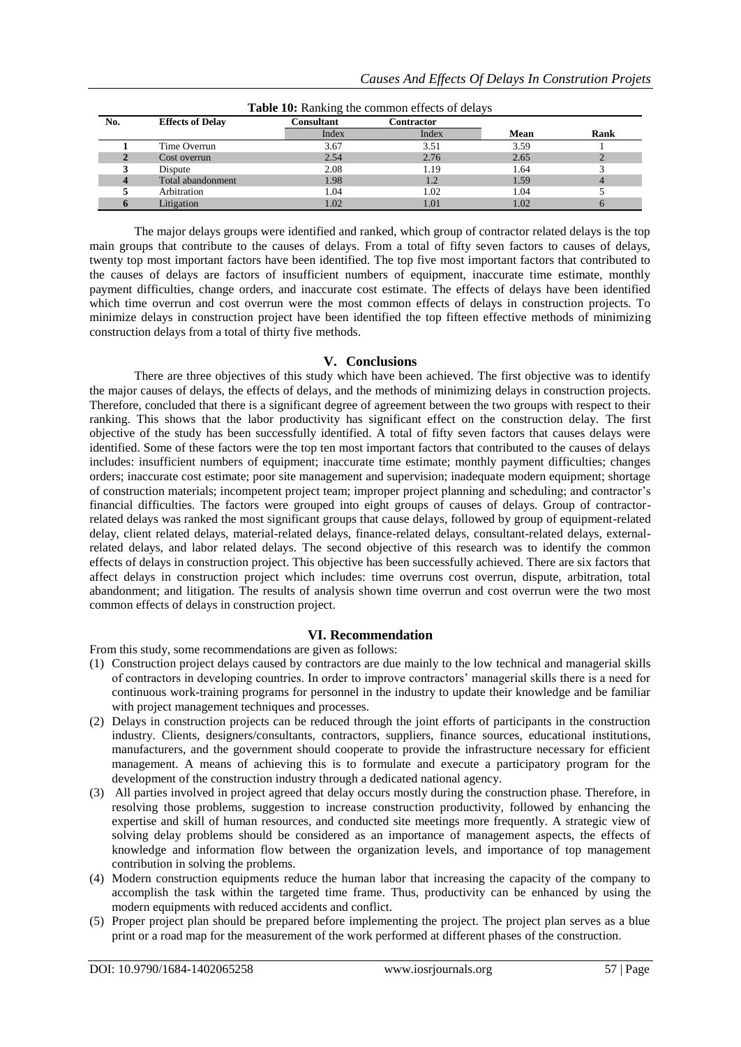**Table 10:** Ranking the common effects of delays

| No. | Effects of Delay | Consultant | Contractor | | |
|---|---|---|---|---|---|
| | | Index | Index | Mean | Rank |
| 1 | Time Overrun | 3.67 | 3.51 | 3.59 | 1 |
| 2 | Cost overrun | 2.54 | 2.76 | 2.65 | 2 |
| 3 | Dispute | 2.08 | 1.19 | 1.64 | 3 |
| 4 | Total abandonment | 1.98 | 1.2 | 1.59 | 4 |
| 5 | Arbitration | 1.04 | 1.02 | 1.04 | 5 |
| 6 | Litigation | 1.02 | 1.01 | 1.02 | 6 |

The major delays groups were identified and ranked, which group of contractor related delays is the top main groups that contribute to the causes of delays. From a total of fifty seven factors to causes of delays, twenty top most important factors have been identified. The top five most important factors that contributed to the causes of delays are factors of insufficient numbers of equipment, inaccurate time estimate, monthly payment difficulties, change orders, and inaccurate cost estimate. The effects of delays have been identified which time overrun and cost overrun were the most common effects of delays in construction projects. To minimize delays in construction project have been identified the top fifteen effective methods of minimizing construction delays from a total of thirty five methods.

## V. Conclusions

There are three objectives of this study which have been achieved. The first objective was to identify the major causes of delays, the effects of delays, and the methods of minimizing delays in construction projects. Therefore, concluded that there is a significant degree of agreement between the two groups with respect to their ranking. This shows that the labor productivity has significant effect on the construction delay. The first objective of the study has been successfully identified. A total of fifty seven factors that causes delays were identified. Some of these factors were the top ten most important factors that contributed to the causes of delays includes: insufficient numbers of equipment; inaccurate time estimate; monthly payment difficulties; changes orders; inaccurate cost estimate; poor site management and supervision; inadequate modern equipment; shortage of construction materials; incompetent project team; improper project planning and scheduling; and contractor's financial difficulties. The factors were grouped into eight groups of causes of delays. Group of contractor-related delays was ranked the most significant groups that cause delays, followed by group of equipment-related delay, client related delays, material-related delays, finance-related delays, consultant-related delays, external-related delays, and labor related delays. The second objective of this research was to identify the common effects of delays in construction project. This objective has been successfully achieved. There are six factors that affect delays in construction project which includes: time overruns cost overrun, dispute, arbitration, total abandonment; and litigation. The results of analysis shown time overrun and cost overrun were the two most common effects of delays in construction project.

## VI. Recommendation

From this study, some recommendations are given as follows:

(1) Construction project delays caused by contractors are due mainly to the low technical and managerial skills of contractors in developing countries. In order to improve contractors' managerial skills there is a need for continuous work-training programs for personnel in the industry to update their knowledge and be familiar with project management techniques and processes.

(2) Delays in construction projects can be reduced through the joint efforts of participants in the construction industry. Clients, designers/consultants, contractors, suppliers, finance sources, educational institutions, manufacturers, and the government should cooperate to provide the infrastructure necessary for efficient management. A means of achieving this is to formulate and execute a participatory program for the development of the construction industry through a dedicated national agency.

(3) All parties involved in project agreed that delay occurs mostly during the construction phase. Therefore, in resolving those problems, suggestion to increase construction productivity, followed by enhancing the expertise and skill of human resources, and conducted site meetings more frequently. A strategic view of solving delay problems should be considered as an importance of management aspects, the effects of knowledge and information flow between the organization levels, and importance of top management contribution in solving the problems.

(4) Modern construction equipments reduce the human labor that increasing the capacity of the company to accomplish the task within the targeted time frame. Thus, productivity can be enhanced by using the modern equipments with reduced accidents and conflict.

(5) Proper project plan should be prepared before implementing the project. The project plan serves as a blue print or a road map for the measurement of the work performed at different phases of the construction.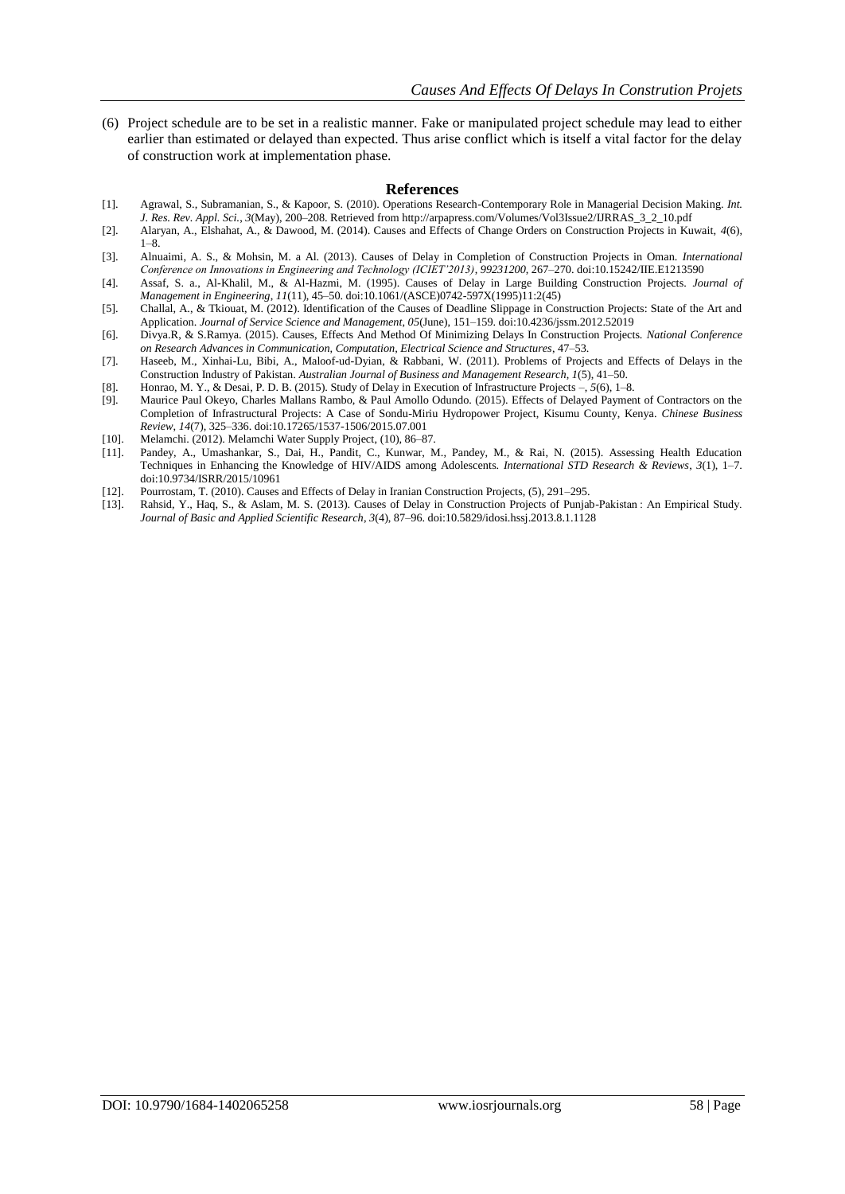(6) Project schedule are to be set in a realistic manner. Fake or manipulated project schedule may lead to either earlier than estimated or delayed than expected. Thus arise conflict which is itself a vital factor for the delay of construction work at implementation phase.

## References

[1]. Agrawal, S., Subramanian, S., & Kapoor, S. (2010). Operations Research-Contemporary Role in Managerial Decision Making. *Int. J. Res. Rev. Appl. Sci.*, *3*(May), 200–208. Retrieved from http://arpapress.com/Volumes/Vol3Issue2/IJRRAS_3_2_10.pdf

[2]. Alaryan, A., Elshahat, A., & Dawood, M. (2014). Causes and Effects of Change Orders on Construction Projects in Kuwait, *4*(6), 1–8.

[3]. Alnuaimi, A. S., & Mohsin, M. a Al. (2013). Causes of Delay in Completion of Construction Projects in Oman. *International Conference on Innovations in Engineering and Technology (ICIET'2013)*, *99231200*, 267–270. doi:10.15242/IIE.E1213590

[4]. Assaf, S. a., Al-Khalil, M., & Al-Hazmi, M. (1995). Causes of Delay in Large Building Construction Projects. *Journal of Management in Engineering*, *11*(11), 45–50. doi:10.1061/(ASCE)0742-597X(1995)11:2(45)

[5]. Challal, A., & Tkiouat, M. (2012). Identification of the Causes of Deadline Slippage in Construction Projects: State of the Art and Application. *Journal of Service Science and Management*, *05*(June), 151–159. doi:10.4236/jssm.2012.52019

[6]. Divya.R, & S.Ramya. (2015). Causes, Effects And Method Of Minimizing Delays In Construction Projects. *National Conference on Research Advances in Communication, Computation, Electrical Science and Structures*, 47–53.

[7]. Haseeb, M., Xinhai-Lu, Bibi, A., Maloof-ud-Dyian, & Rabbani, W. (2011). Problems of Projects and Effects of Delays in the Construction Industry of Pakistan. *Australian Journal of Business and Management Research*, *1*(5), 41–50.

[8]. Honrao, M. Y., & Desai, P. D. B. (2015). Study of Delay in Execution of Infrastructure Projects –, *5*(6), 1–8.

[9]. Maurice Paul Okeyo, Charles Mallans Rambo, & Paul Amollo Odundo. (2015). Effects of Delayed Payment of Contractors on the Completion of Infrastructural Projects: A Case of Sondu-Miriu Hydropower Project, Kisumu County, Kenya. *Chinese Business Review*, *14*(7), 325–336. doi:10.17265/1537-1506/2015.07.001

[10]. Melamchi. (2012). Melamchi Water Supply Project, (10), 86–87.

[11]. Pandey, A., Umashankar, S., Dai, H., Pandit, C., Kunwar, M., Pandey, M., & Rai, N. (2015). Assessing Health Education Techniques in Enhancing the Knowledge of HIV/AIDS among Adolescents. *International STD Research & Reviews*, *3*(1), 1–7. doi:10.9734/ISRR/2015/10961

[12]. Pourrostam, T. (2010). Causes and Effects of Delay in Iranian Construction Projects, (5), 291–295.

[13]. Rahsid, Y., Haq, S., & Aslam, M. S. (2013). Causes of Delay in Construction Projects of Punjab-Pakistan : An Empirical Study. *Journal of Basic and Applied Scientific Research*, *3*(4), 87–96. doi:10.5829/idosi.hssj.2013.8.1.1128